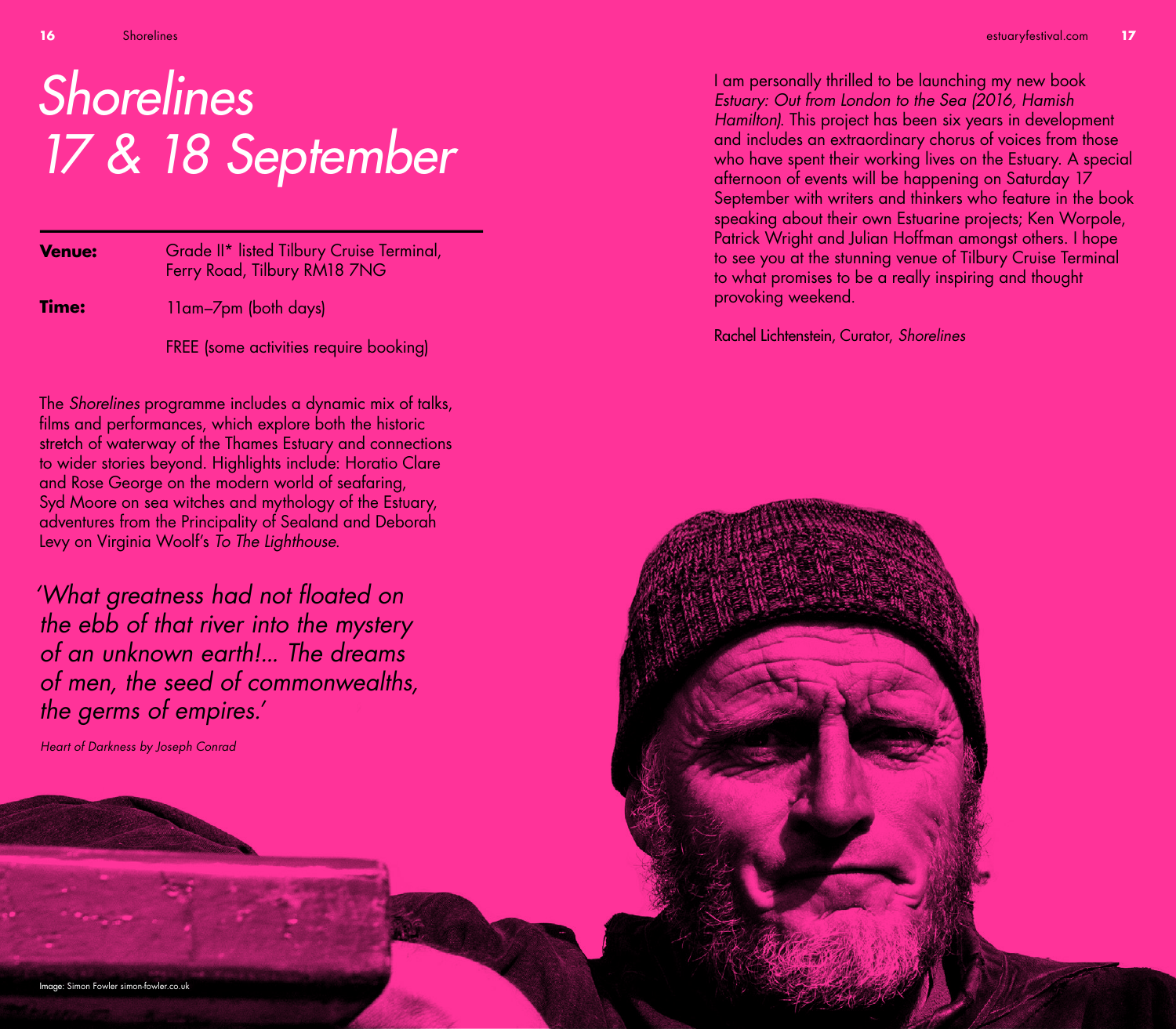# *Shorelines*
# *17 & 18 September*

**Venue:** Grade II* listed Tilbury Cruise Terminal, Ferry Road, Tilbury RM18 7NG

**Time:** 11am–7pm (both days)

FREE (some activities require booking)

The *Shorelines* programme includes a dynamic mix of talks, films and performances, which explore both the historic stretch of waterway of the Thames Estuary and connections to wider stories beyond. Highlights include: Horatio Clare and Rose George on the modern world of seafaring, Syd Moore on sea witches and mythology of the Estuary, adventures from the Principality of Sealand and Deborah Levy on Virginia Woolf's *To The Lighthouse*.

*'What greatness had not floated on the ebb of that river into the mystery of an unknown earth!... The dreams of men, the seed of commonwealths, the germs of empires.'*

*Heart of Darkness by Joseph Conrad*

I am personally thrilled to be launching my new book *Estuary: Out from London to the Sea (2016, Hamish Hamilton).* This project has been six years in development and includes an extraordinary chorus of voices from those who have spent their working lives on the Estuary. A special afternoon of events will be happening on Saturday 17 September with writers and thinkers who feature in the book speaking about their own Estuarine projects; Ken Worpole, Patrick Wright and Julian Hoffman amongst others. I hope to see you at the stunning venue of Tilbury Cruise Terminal to what promises to be a really inspiring and thought provoking weekend.

Rachel Lichtenstein, Curator, *Shorelines*

Image: Simon Fowler simon-fowler.co.uk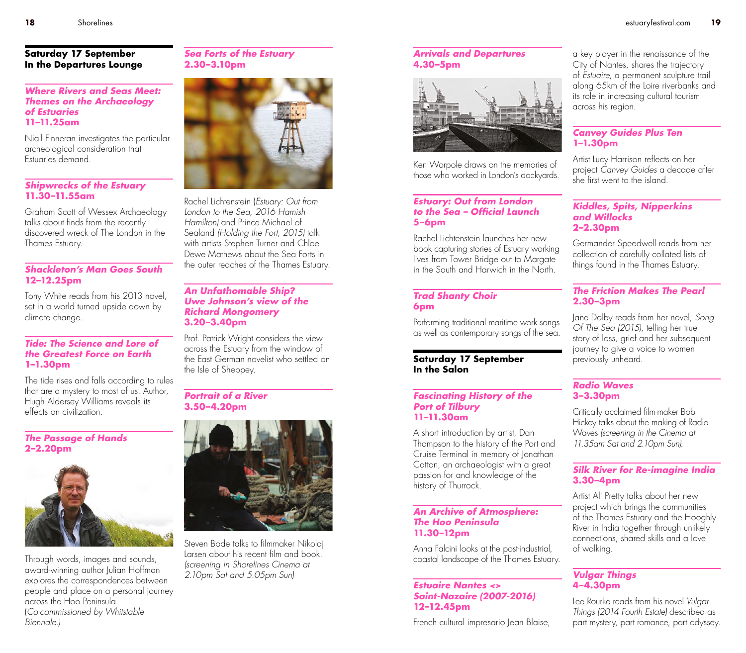## Saturday 17 September
## In the Departures Lounge

### *Where Rivers and Seas Meet: Themes on the Archaeology of Estuaries*
**11–11.25am**

Niall Finneran investigates the particular archeological consideration that Estuaries demand.

### *Shipwrecks of the Estuary*
**11.30–11.55am**

Graham Scott of Wessex Archaeology talks about finds from the recently discovered wreck of The London in the Thames Estuary.

### *Shackleton's Man Goes South*
**12–12.25pm**

Tony White reads from his 2013 novel, set in a world turned upside down by climate change.

### *Tide: The Science and Lore of the Greatest Force on Earth*
**1–1.30pm**

The tide rises and falls according to rules that are a mystery to most of us. Author, Hugh Aldersey Williams reveals its effects on civilization.

### *The Passage of Hands*
**2–2.20pm**

Through words, images and sounds, award-winning author Julian Hoffman explores the correspondences between people and place on a personal journey across the Hoo Peninsula. (*Co-commissioned by Whitstable Biennale.*)

### *Sea Forts of the Estuary*
**2.30–3.10pm**

Rachel Lichtenstein (*Estuary: Out from London to the Sea, 2016 Hamish Hamilton*) and Prince Michael of Sealand (*Holding the Fort, 2015*) talk with artists Stephen Turner and Chloe Dewe Mathews about the Sea Forts in the outer reaches of the Thames Estuary.

### *An Unfathomable Ship? Uwe Johnson's view of the Richard Mongomery*
**3.20–3.40pm**

Prof. Patrick Wright considers the view across the Estuary from the window of the East German novelist who settled on the Isle of Sheppey.

### *Portrait of a River*
**3.50–4.20pm**

Steven Bode talks to filmmaker Nikolaj Larsen about his recent film and book. *(screening in Shorelines Cinema at 2.10pm Sat and 5.05pm Sun)*

### *Arrivals and Departures*
**4.30–5pm**

Ken Worpole draws on the memories of those who worked in London's dockyards.

### *Estuary: Out from London to the Sea – Official Launch*
**5–6pm**

Rachel Lichtenstein launches her new book capturing stories of Estuary working lives from Tower Bridge out to Margate in the South and Harwich in the North.

### *Trad Shanty Choir*
**6pm**

Performing traditional maritime work songs as well as contemporary songs of the sea.

## Saturday 17 September
## In the Salon

### *Fascinating History of the Port of Tilbury*
**11–11.30am**

A short introduction by artist, Dan Thompson to the history of the Port and Cruise Terminal in memory of Jonathan Catton, an archaeologist with a great passion for and knowledge of the history of Thurrock.

### *An Archive of Atmosphere: The Hoo Peninsula*
**11.30–12pm**

Anna Falcini looks at the post-industrial, coastal landscape of the Thames Estuary.

### *Estuaire Nantes <> Saint-Nazaire (2007-2016)*
**12–12.45pm**

French cultural impresario Jean Blaise, a key player in the renaissance of the City of Nantes, shares the trajectory of *Estuaire*, a permanent sculpture trail along 65km of the Loire riverbanks and its role in increasing cultural tourism across his region.

### *Canvey Guides Plus Ten*
**1–1.30pm**

Artist Lucy Harrison reflects on her project *Canvey Guides* a decade after she first went to the island.

### *Kiddles, Spits, Nipperkins and Willocks*
**2–2.30pm**

Germander Speedwell reads from her collection of carefully collated lists of things found in the Thames Estuary.

### *The Friction Makes The Pearl*
**2.30–3pm**

Jane Dolby reads from her novel, *Song Of The Sea (2015)*, telling her true story of loss, grief and her subsequent journey to give a voice to women previously unheard.

### *Radio Waves*
**3–3.30pm**

Critically acclaimed film-maker Bob Hickey talks about the making of Radio Waves *(screening in the Cinema at 11.35am Sat and 2.10pm Sun).*

### *Silk River for Re-imagine India*
**3.30–4pm**

Artist Ali Pretty talks about her new project which brings the communities of the Thames Estuary and the Hooghly River in India together through unlikely connections, shared skills and a love of walking.

### *Vulgar Things*
**4–4.30pm**

Lee Rourke reads from his novel *Vulgar Things (2014 Fourth Estate)* described as part mystery, part romance, part odyssey.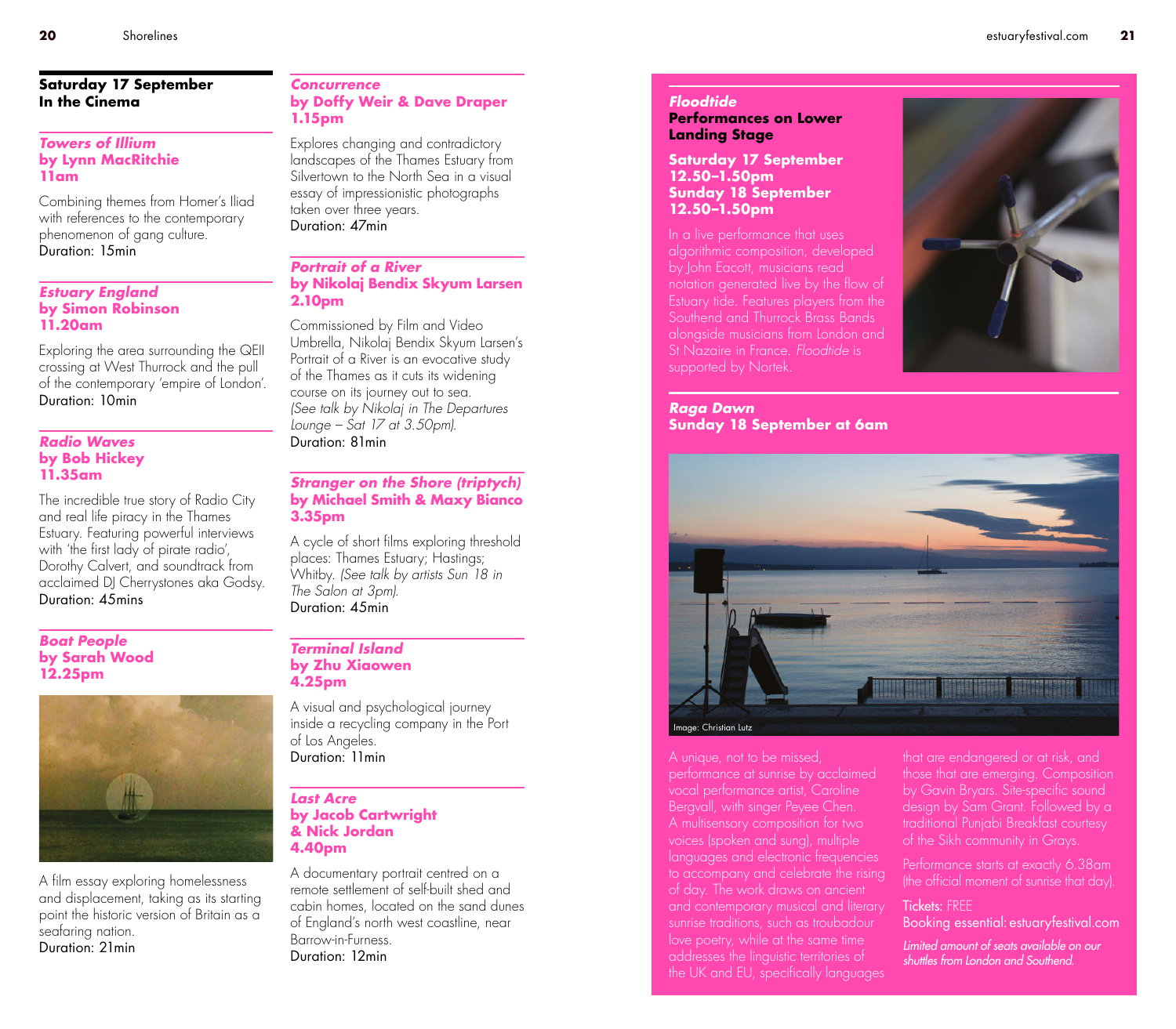## Saturday 17 September
## In the Cinema

### *Towers of Illium*
**by Lynn MacRitchie**
**11am**

Combining themes from Homer's Iliad with references to the contemporary phenomenon of gang culture.
Duration: 15min

### *Estuary England*
**by Simon Robinson**
**11.20am**

Exploring the area surrounding the QEII crossing at West Thurrock and the pull of the contemporary 'empire of London'.
Duration: 10min

### *Radio Waves*
**by Bob Hickey**
**11.35am**

The incredible true story of Radio City and real life piracy in the Thames Estuary. Featuring powerful interviews with 'the first lady of pirate radio', Dorothy Calvert, and soundtrack from acclaimed DJ Cherrystones aka Godsy.
Duration: 45mins

### *Boat People*
**by Sarah Wood**
**12.25pm**

A film essay exploring homelessness and displacement, taking as its starting point the historic version of Britain as a seafaring nation.
Duration: 21min

### *Concurrence*
**by Doffy Weir & Dave Draper**
**1.15pm**

Explores changing and contradictory landscapes of the Thames Estuary from Silvertown to the North Sea in a visual essay of impressionistic photographs taken over three years.
Duration: 47min

### *Portrait of a River*
**by Nikolaj Bendix Skyum Larsen**
**2.10pm**

Commissioned by Film and Video Umbrella, Nikolaj Bendix Skyum Larsen's Portrait of a River is an evocative study of the Thames as it cuts its widening course on its journey out to sea. *(See talk by Nikolaj in The Departures Lounge – Sat 17 at 3.50pm).*
Duration: 81min

### *Stranger on the Shore (triptych)*
**by Michael Smith & Maxy Bianco**
**3.35pm**

A cycle of short films exploring threshold places: Thames Estuary; Hastings; Whitby. *(See talk by artists Sun 18 in The Salon at 3pm).*
Duration: 45min

### *Terminal Island*
**by Zhu Xiaowen**
**4.25pm**

A visual and psychological journey inside a recycling company in the Port of Los Angeles.
Duration: 11min

### *Last Acre*
**by Jacob Cartwright & Nick Jordan**
**4.40pm**

A documentary portrait centred on a remote settlement of self-built shed and cabin homes, located on the sand dunes of England's north west coastline, near Barrow-in-Furness.
Duration: 12min

### *Floodtide*
**Performances on Lower Landing Stage**

**Saturday 17 September**
**12.50–1.50pm**
**Sunday 18 September**
**12.50–1.50pm**

In a live performance that uses algorithmic composition, developed by John Eacott, musicians read notation generated live by the flow of Estuary tide. Features players from the Southend and Thurrock Brass Bands alongside musicians from London and St Nazaire in France. *Floodtide* is supported by Nortek.

### *Raga Dawn*
**Sunday 18 September at 6am**

Image: Christian Lutz

A unique, not to be missed, performance at sunrise by acclaimed vocal performance artist, Caroline Bergvall, with singer Peyee Chen. A multisensory composition for two voices (spoken and sung), multiple languages and electronic frequencies to accompany and celebrate the rising of day. The work draws on ancient and contemporary musical and literary sunrise traditions, such as troubadour love poetry, while at the same time addresses the linguistic territories of the UK and EU, specifically languages that are endangered or at risk, and those that are emerging. Composition by Gavin Bryars. Site-specific sound design by Sam Grant. Followed by a traditional Punjabi Breakfast courtesy of the Sikh community in Grays.

Performance starts at exactly 6.38am (the official moment of sunrise that day).

Tickets: FREE
Booking essential: estuaryfestival.com

*Limited amount of seats available on our shuttles from London and Southend.*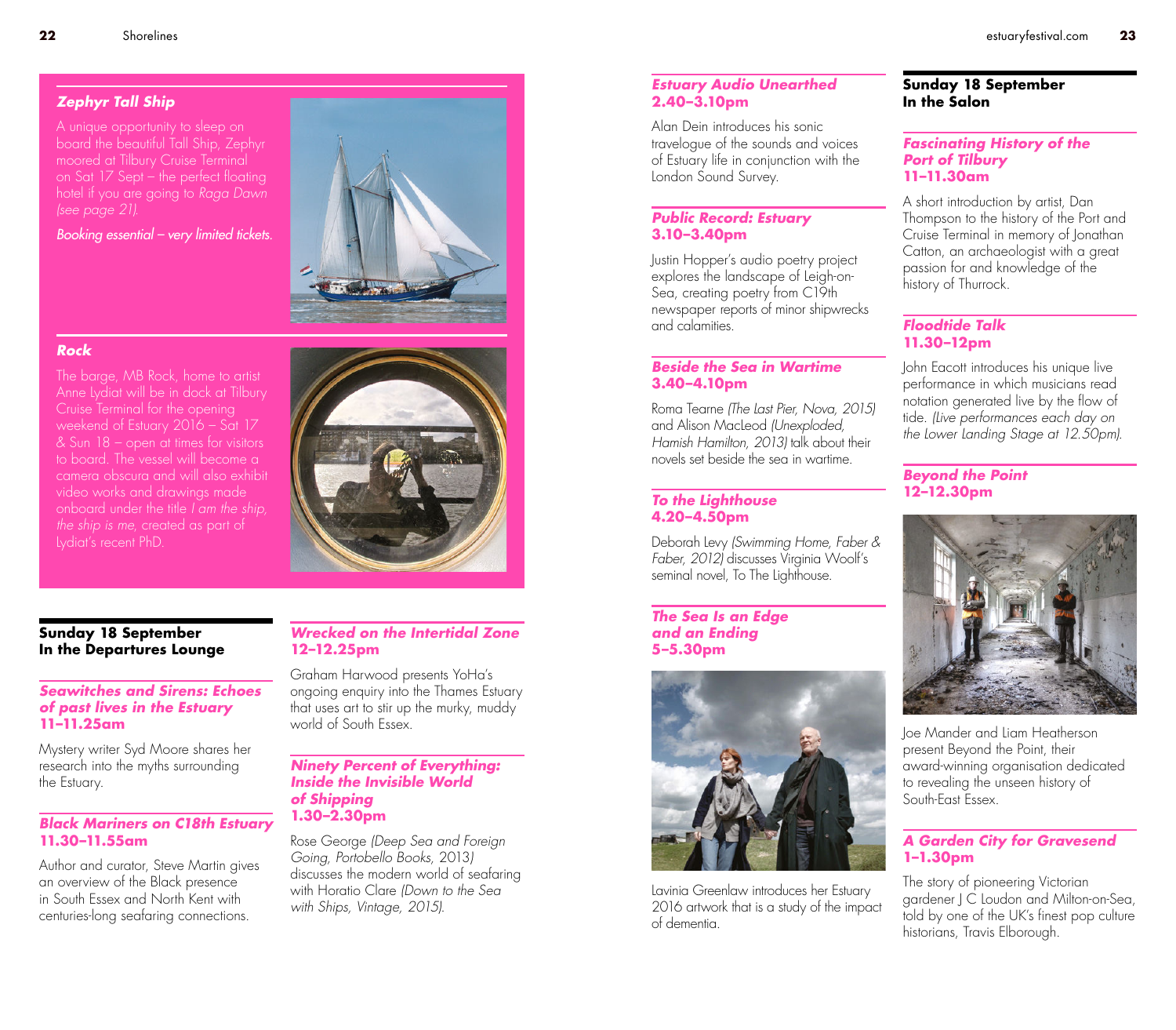### Zephyr Tall Ship

A unique opportunity to sleep on board the beautiful Tall Ship, Zephyr moored at Tilbury Cruise Terminal on Sat 17 Sept – the perfect floating hotel if you are going to *Raga Dawn (see page 21).*

*Booking essential – very limited tickets.*

### Rock

The barge, MB Rock, home to artist Anne Lydiat will be in dock at Tilbury Cruise Terminal for the opening weekend of Estuary 2016 – Sat 17 & Sun 18 – open at times for visitors to board. The vessel will become a camera obscura and will also exhibit video works and drawings made onboard under the title *I am the ship, the ship is me*, created as part of Lydiat's recent PhD.

## Sunday 18 September In the Departures Lounge

### Seawitches and Sirens: Echoes of past lives in the Estuary
**11–11.25am**

Mystery writer Syd Moore shares her research into the myths surrounding the Estuary.

### Black Mariners on C18th Estuary
**11.30–11.55am**

Author and curator, Steve Martin gives an overview of the Black presence in South Essex and North Kent with centuries-long seafaring connections.

### Wrecked on the Intertidal Zone
**12–12.25pm**

Graham Harwood presents YoHa's ongoing enquiry into the Thames Estuary that uses art to stir up the murky, muddy world of South Essex.

### Ninety Percent of Everything: Inside the Invisible World of Shipping
**1.30–2.30pm**

Rose George *(Deep Sea and Foreign Going, Portobello Books, 2013)* discusses the modern world of seafaring with Horatio Clare *(Down to the Sea with Ships, Vintage, 2015).*

### Estuary Audio Unearthed
**2.40–3.10pm**

Alan Dein introduces his sonic travelogue of the sounds and voices of Estuary life in conjunction with the London Sound Survey.

### Public Record: Estuary
**3.10–3.40pm**

Justin Hopper's audio poetry project explores the landscape of Leigh-on-Sea, creating poetry from C19th newspaper reports of minor shipwrecks and calamities.

### Beside the Sea in Wartime
**3.40–4.10pm**

Roma Tearne *(The Last Pier, Nova, 2015)* and Alison MacLeod *(Unexploded, Hamish Hamilton, 2013)* talk about their novels set beside the sea in wartime.

### To the Lighthouse
**4.20–4.50pm**

Deborah Levy *(Swimming Home, Faber & Faber, 2012)* discusses Virginia Woolf's seminal novel, To The Lighthouse.

### The Sea Is an Edge and an Ending
**5–5.30pm**

Lavinia Greenlaw introduces her Estuary 2016 artwork that is a study of the impact of dementia.

## Sunday 18 September In the Salon

### Fascinating History of the Port of Tilbury
**11–11.30am**

A short introduction by artist, Dan Thompson to the history of the Port and Cruise Terminal in memory of Jonathan Catton, an archaeologist with a great passion for and knowledge of the history of Thurrock.

### Floodtide Talk
**11.30–12pm**

John Eacott introduces his unique live performance in which musicians read notation generated live by the flow of tide. *(Live performances each day on the Lower Landing Stage at 12.50pm).*

### Beyond the Point
**12–12.30pm**

Joe Mander and Liam Heatherson present Beyond the Point, their award-winning organisation dedicated to revealing the unseen history of South-East Essex.

### A Garden City for Gravesend
**1–1.30pm**

The story of pioneering Victorian gardener J C Loudon and Milton-on-Sea, told by one of the UK's finest pop culture historians, Travis Elborough.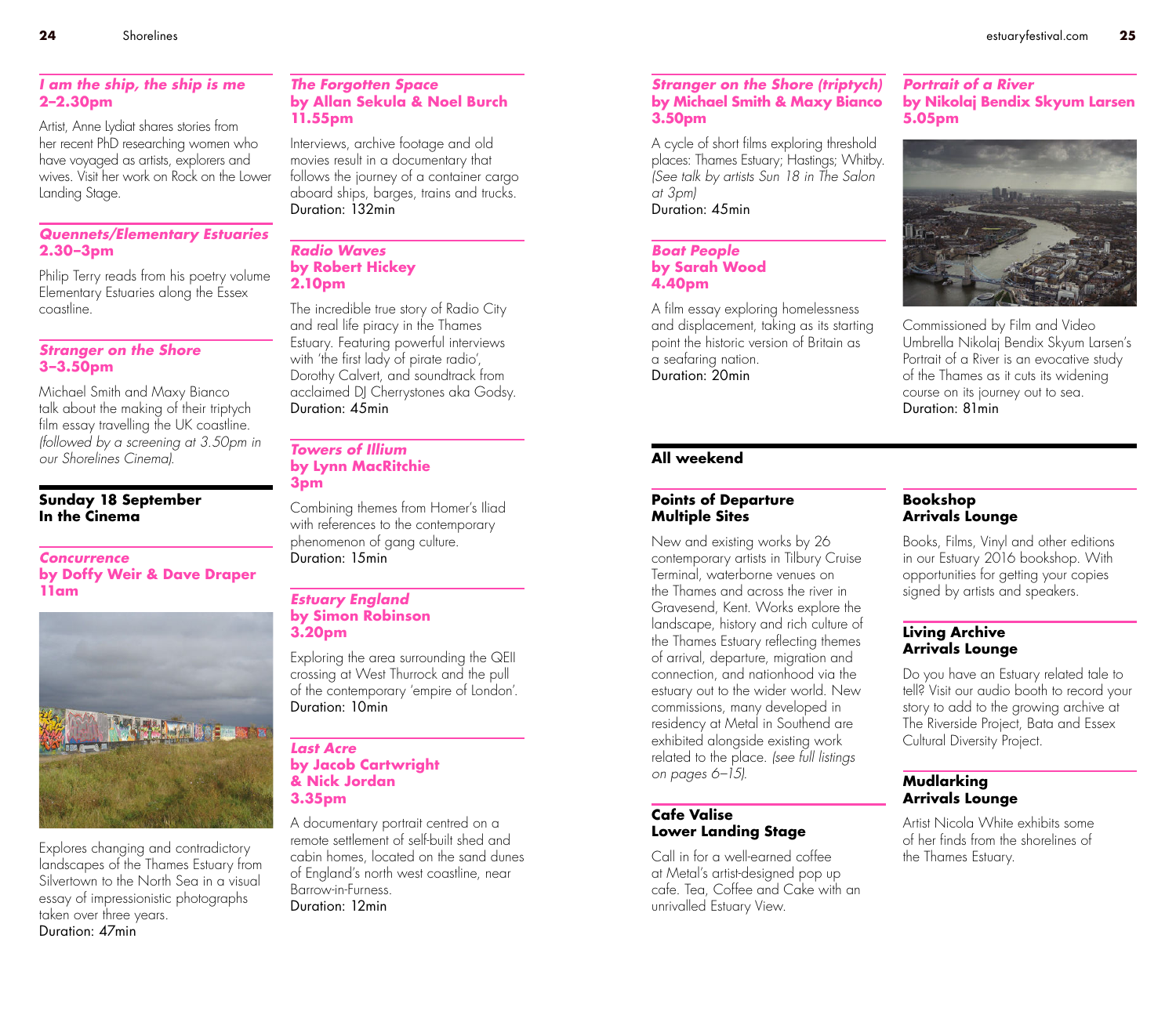### *I am the ship, the ship is me*
**2–2.30pm**

Artist, Anne Lydiat shares stories from her recent PhD researching women who have voyaged as artists, explorers and wives. Visit her work on Rock on the Lower Landing Stage.

### *Quennets/Elementary Estuaries*
**2.30–3pm**

Philip Terry reads from his poetry volume Elementary Estuaries along the Essex coastline.

### *Stranger on the Shore*
**3–3.50pm**

Michael Smith and Maxy Bianco talk about the making of their triptych film essay travelling the UK coastline. *(followed by a screening at 3.50pm in our Shorelines Cinema).*

## Sunday 18 September
## In the Cinema

### *Concurrence*
**by Doffy Weir & Dave Draper**
**11am**

Explores changing and contradictory landscapes of the Thames Estuary from Silvertown to the North Sea in a visual essay of impressionistic photographs taken over three years.
Duration: 47min

### *The Forgotten Space*
**by Allan Sekula & Noel Burch**
**11.55pm**

Interviews, archive footage and old movies result in a documentary that follows the journey of a container cargo aboard ships, barges, trains and trucks.
Duration: 132min

### *Radio Waves*
**by Robert Hickey**
**2.10pm**

The incredible true story of Radio City and real life piracy in the Thames Estuary. Featuring powerful interviews with 'the first lady of pirate radio', Dorothy Calvert, and soundtrack from acclaimed DJ Cherrystones aka Godsy.
Duration: 45min

### *Towers of Illium*
**by Lynn MacRitchie**
**3pm**

Combining themes from Homer's Iliad with references to the contemporary phenomenon of gang culture.
Duration: 15min

### *Estuary England*
**by Simon Robinson**
**3.20pm**

Exploring the area surrounding the QEII crossing at West Thurrock and the pull of the contemporary 'empire of London'.
Duration: 10min

### *Last Acre*
**by Jacob Cartwright & Nick Jordan**
**3.35pm**

A documentary portrait centred on a remote settlement of self-built shed and cabin homes, located on the sand dunes of England's north west coastline, near Barrow-in-Furness.
Duration: 12min

### *Stranger on the Shore (triptych)*
**by Michael Smith & Maxy Bianco**
**3.50pm**

A cycle of short films exploring threshold places: Thames Estuary; Hastings; Whitby. *(See talk by artists Sun 18 in The Salon at 3pm)*
Duration: 45min

### *Boat People*
**by Sarah Wood**
**4.40pm**

A film essay exploring homelessness and displacement, taking as its starting point the historic version of Britain as a seafaring nation.
Duration: 20min

### *Portrait of a River*
**by Nikolaj Bendix Skyum Larsen**
**5.05pm**

Commissioned by Film and Video Umbrella Nikolaj Bendix Skyum Larsen's Portrait of a River is an evocative study of the Thames as it cuts its widening course on its journey out to sea.
Duration: 81min

## All weekend

### Points of Departure
**Multiple Sites**

New and existing works by 26 contemporary artists in Tilbury Cruise Terminal, waterborne venues on the Thames and across the river in Gravesend, Kent. Works explore the landscape, history and rich culture of the Thames Estuary reflecting themes of arrival, departure, migration and connection, and nationhood via the estuary out to the wider world. New commissions, many developed in residency at Metal in Southend are exhibited alongside existing work related to the place. *(see full listings on pages 6–15).*

### Cafe Valise
**Lower Landing Stage**

Call in for a well-earned coffee at Metal's artist-designed pop up cafe. Tea, Coffee and Cake with an unrivalled Estuary View.

### Bookshop
**Arrivals Lounge**

Books, Films, Vinyl and other editions in our Estuary 2016 bookshop. With opportunities for getting your copies signed by artists and speakers.

### Living Archive
**Arrivals Lounge**

Do you have an Estuary related tale to tell? Visit our audio booth to record your story to add to the growing archive at The Riverside Project, Bata and Essex Cultural Diversity Project.

### Mudlarking
**Arrivals Lounge**

Artist Nicola White exhibits some of her finds from the shorelines of the Thames Estuary.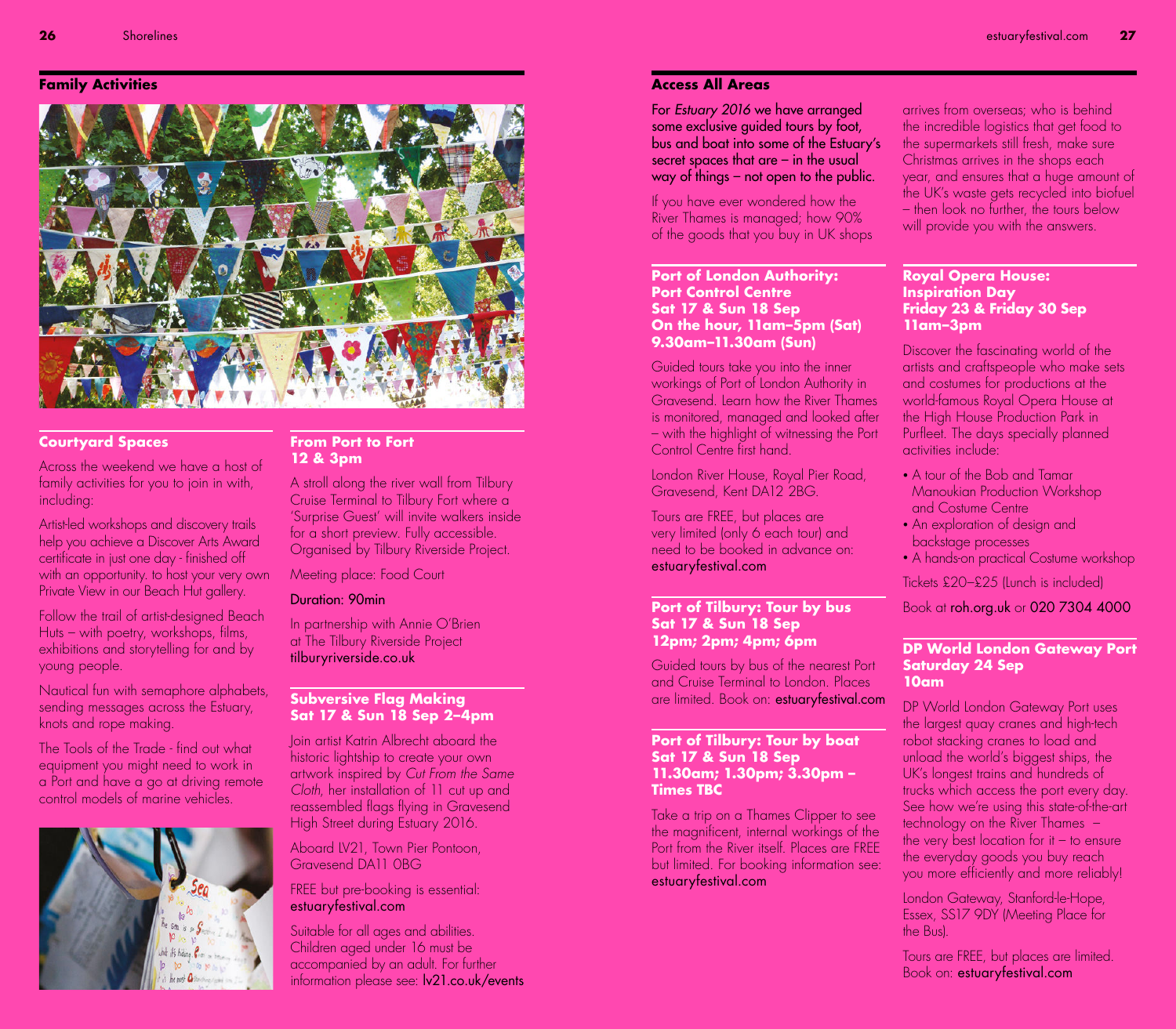## Family Activities

### Courtyard Spaces

Across the weekend we have a host of family activities for you to join in with, including:

Artist-led workshops and discovery trails help you achieve a Discover Arts Award certificate in just one day - finished off with an opportunity. to host your very own Private View in our Beach Hut gallery.

Follow the trail of artist-designed Beach Huts – with poetry, workshops, films, exhibitions and storytelling for and by young people.

Nautical fun with semaphore alphabets, sending messages across the Estuary, knots and rope making.

The Tools of the Trade - find out what equipment you might need to work in a Port and have a go at driving remote control models of marine vehicles.

### From Port to Fort
### 12 & 3pm

A stroll along the river wall from Tilbury Cruise Terminal to Tilbury Fort where a 'Surprise Guest' will invite walkers inside for a short preview. Fully accessible. Organised by Tilbury Riverside Project.

Meeting place: Food Court

Duration: 90min

In partnership with Annie O'Brien at The Tilbury Riverside Project
tilburyriverside.co.uk

### Subversive Flag Making
### Sat 17 & Sun 18 Sep 2–4pm

Join artist Katrin Albrecht aboard the historic lightship to create your own artwork inspired by *Cut From the Same Cloth*, her installation of 11 cut up and reassembled flags flying in Gravesend High Street during Estuary 2016.

Aboard LV21, Town Pier Pontoon, Gravesend DA11 0BG

FREE but pre-booking is essential: estuaryfestival.com

Suitable for all ages and abilities. Children aged under 16 must be accompanied by an adult. For further information please see: lv21.co.uk/events

## Access All Areas

For *Estuary 2016* we have arranged some exclusive guided tours by foot, bus and boat into some of the Estuary's secret spaces that are – in the usual way of things – not open to the public.

If you have ever wondered how the River Thames is managed; how 90% of the goods that you buy in UK shops arrives from overseas; who is behind the incredible logistics that get food to the supermarkets still fresh, make sure Christmas arrives in the shops each year, and ensures that a huge amount of the UK's waste gets recycled into biofuel – then look no further, the tours below will provide you with the answers.

### Port of London Authority: Port Control Centre
### Sat 17 & Sun 18 Sep
### On the hour, 11am–5pm (Sat) 9.30am–11.30am (Sun)

Guided tours take you into the inner workings of Port of London Authority in Gravesend. Learn how the River Thames is monitored, managed and looked after – with the highlight of witnessing the Port Control Centre first hand.

London River House, Royal Pier Road, Gravesend, Kent DA12 2BG.

Tours are FREE, but places are very limited (only 6 each tour) and need to be booked in advance on: estuaryfestival.com

### Port of Tilbury: Tour by bus
### Sat 17 & Sun 18 Sep
### 12pm; 2pm; 4pm; 6pm

Guided tours by bus of the nearest Port and Cruise Terminal to London. Places are limited. Book on: estuaryfestival.com

### Port of Tilbury: Tour by boat
### Sat 17 & Sun 18 Sep
### 11.30am; 1.30pm; 3.30pm – Times TBC

Take a trip on a Thames Clipper to see the magnificent, internal workings of the Port from the River itself. Places are FREE but limited. For booking information see: estuaryfestival.com

### Royal Opera House: Inspiration Day
### Friday 23 & Friday 30 Sep
### 11am–3pm

Discover the fascinating world of the artists and craftspeople who make sets and costumes for productions at the world-famous Royal Opera House at the High House Production Park in Purfleet. The days specially planned activities include:

- A tour of the Bob and Tamar Manoukian Production Workshop and Costume Centre
- An exploration of design and backstage processes
- A hands-on practical Costume workshop

Tickets £20–£25 (Lunch is included)

Book at roh.org.uk or 020 7304 4000

### DP World London Gateway Port
### Saturday 24 Sep
### 10am

DP World London Gateway Port uses the largest quay cranes and high-tech robot stacking cranes to load and unload the world's biggest ships, the UK's longest trains and hundreds of trucks which access the port every day. See how we're using this state-of-the-art technology on the River Thames – the very best location for it – to ensure the everyday goods you buy reach you more efficiently and more reliably!

London Gateway, Stanford-le-Hope, Essex, SS17 9DY (Meeting Place for the Bus).

Tours are FREE, but places are limited. Book on: estuaryfestival.com